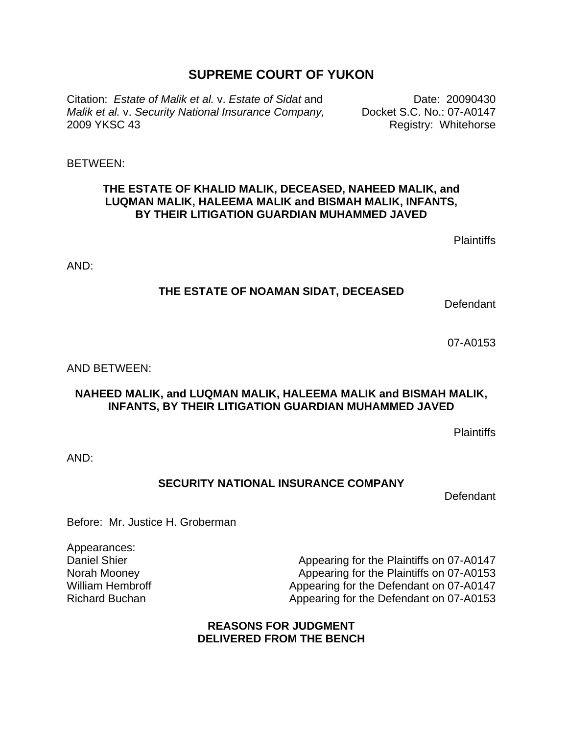# SUPREME COURT OF YUKON

Citation: *Estate of Malik et al.* v. *Estate of Sidat* and *Malik et al.* v. *Security National Insurance Company,* 2009 YKSC 43

Date: 20090430
Docket S.C. No.: 07-A0147
Registry: Whitehorse

BETWEEN:

**THE ESTATE OF KHALID MALIK, DECEASED, NAHEED MALIK, and LUQMAN MALIK, HALEEMA MALIK and BISMAH MALIK, INFANTS, BY THEIR LITIGATION GUARDIAN MUHAMMED JAVED**

Plaintiffs

AND:

**THE ESTATE OF NOAMAN SIDAT, DECEASED**

Defendant

07-A0153

AND BETWEEN:

**NAHEED MALIK, and LUQMAN MALIK, HALEEMA MALIK and BISMAH MALIK, INFANTS, BY THEIR LITIGATION GUARDIAN MUHAMMED JAVED**

Plaintiffs

AND:

**SECURITY NATIONAL INSURANCE COMPANY**

Defendant

Before: Mr. Justice H. Groberman

Appearances:

| | |
|---|---|
| Daniel Shier | Appearing for the Plaintiffs on 07-A0147 |
| Norah Mooney | Appearing for the Plaintiffs on 07-A0153 |
| William Hembroff | Appearing for the Defendant on 07-A0147 |
| Richard Buchan | Appearing for the Defendant on 07-A0153 |

**REASONS FOR JUDGMENT DELIVERED FROM THE BENCH**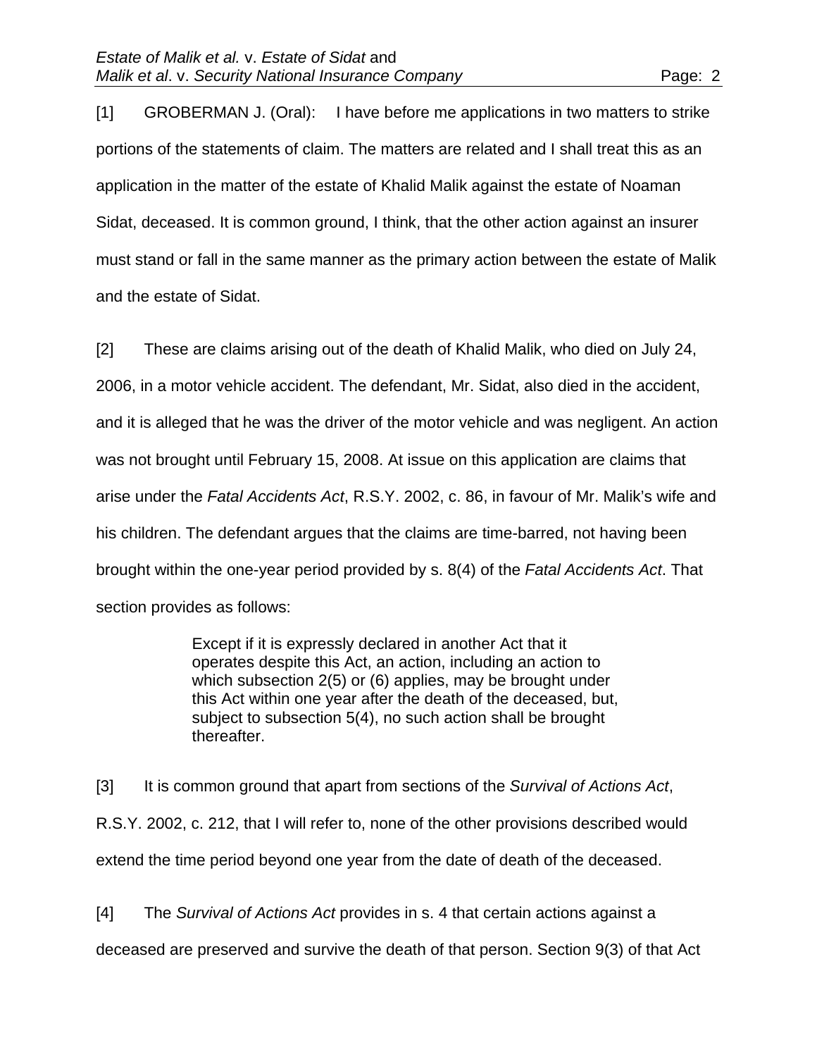[1] GROBERMAN J. (Oral): I have before me applications in two matters to strike portions of the statements of claim. The matters are related and I shall treat this as an application in the matter of the estate of Khalid Malik against the estate of Noaman Sidat, deceased. It is common ground, I think, that the other action against an insurer must stand or fall in the same manner as the primary action between the estate of Malik and the estate of Sidat.

[2] These are claims arising out of the death of Khalid Malik, who died on July 24, 2006, in a motor vehicle accident. The defendant, Mr. Sidat, also died in the accident, and it is alleged that he was the driver of the motor vehicle and was negligent. An action was not brought until February 15, 2008. At issue on this application are claims that arise under the *Fatal Accidents Act*, R.S.Y. 2002, c. 86, in favour of Mr. Malik's wife and his children. The defendant argues that the claims are time-barred, not having been brought within the one-year period provided by s. 8(4) of the *Fatal Accidents Act*. That section provides as follows:

> Except if it is expressly declared in another Act that it operates despite this Act, an action, including an action to which subsection 2(5) or (6) applies, may be brought under this Act within one year after the death of the deceased, but, subject to subsection 5(4), no such action shall be brought thereafter.

[3] It is common ground that apart from sections of the *Survival of Actions Act*, R.S.Y. 2002, c. 212, that I will refer to, none of the other provisions described would extend the time period beyond one year from the date of death of the deceased.

[4] The *Survival of Actions Act* provides in s. 4 that certain actions against a deceased are preserved and survive the death of that person. Section 9(3) of that Act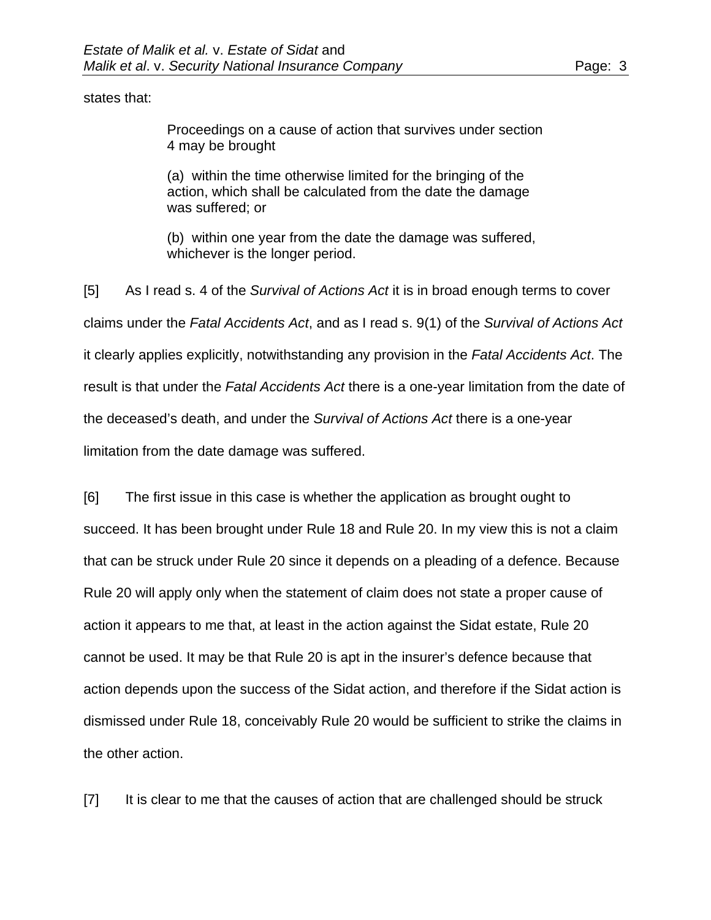states that:

> Proceedings on a cause of action that survives under section 4 may be brought
>
> (a) within the time otherwise limited for the bringing of the action, which shall be calculated from the date the damage was suffered; or
>
> (b) within one year from the date the damage was suffered, whichever is the longer period.

[5] As I read s. 4 of the *Survival of Actions Act* it is in broad enough terms to cover claims under the *Fatal Accidents Act*, and as I read s. 9(1) of the *Survival of Actions Act* it clearly applies explicitly, notwithstanding any provision in the *Fatal Accidents Act*. The result is that under the *Fatal Accidents Act* there is a one-year limitation from the date of the deceased's death, and under the *Survival of Actions Act* there is a one-year limitation from the date damage was suffered.

[6] The first issue in this case is whether the application as brought ought to succeed. It has been brought under Rule 18 and Rule 20. In my view this is not a claim that can be struck under Rule 20 since it depends on a pleading of a defence. Because Rule 20 will apply only when the statement of claim does not state a proper cause of action it appears to me that, at least in the action against the Sidat estate, Rule 20 cannot be used. It may be that Rule 20 is apt in the insurer's defence because that action depends upon the success of the Sidat action, and therefore if the Sidat action is dismissed under Rule 18, conceivably Rule 20 would be sufficient to strike the claims in the other action.

[7] It is clear to me that the causes of action that are challenged should be struck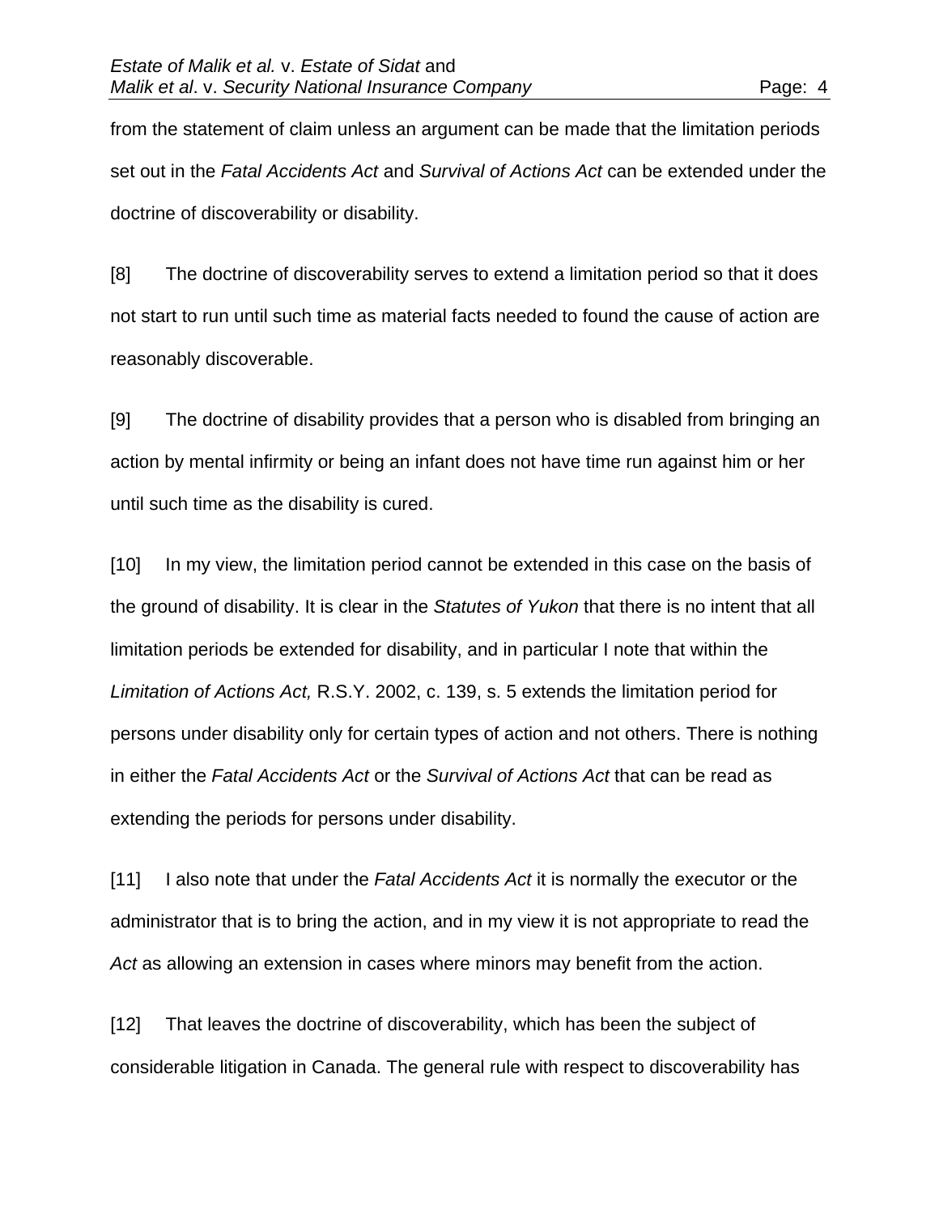from the statement of claim unless an argument can be made that the limitation periods set out in the *Fatal Accidents Act* and *Survival of Actions Act* can be extended under the doctrine of discoverability or disability.

[8] The doctrine of discoverability serves to extend a limitation period so that it does not start to run until such time as material facts needed to found the cause of action are reasonably discoverable.

[9] The doctrine of disability provides that a person who is disabled from bringing an action by mental infirmity or being an infant does not have time run against him or her until such time as the disability is cured.

[10] In my view, the limitation period cannot be extended in this case on the basis of the ground of disability. It is clear in the *Statutes of Yukon* that there is no intent that all limitation periods be extended for disability, and in particular I note that within the *Limitation of Actions Act,* R.S.Y. 2002, c. 139, s. 5 extends the limitation period for persons under disability only for certain types of action and not others. There is nothing in either the *Fatal Accidents Act* or the *Survival of Actions Act* that can be read as extending the periods for persons under disability.

[11] I also note that under the *Fatal Accidents Act* it is normally the executor or the administrator that is to bring the action, and in my view it is not appropriate to read the *Act* as allowing an extension in cases where minors may benefit from the action.

[12] That leaves the doctrine of discoverability, which has been the subject of considerable litigation in Canada. The general rule with respect to discoverability has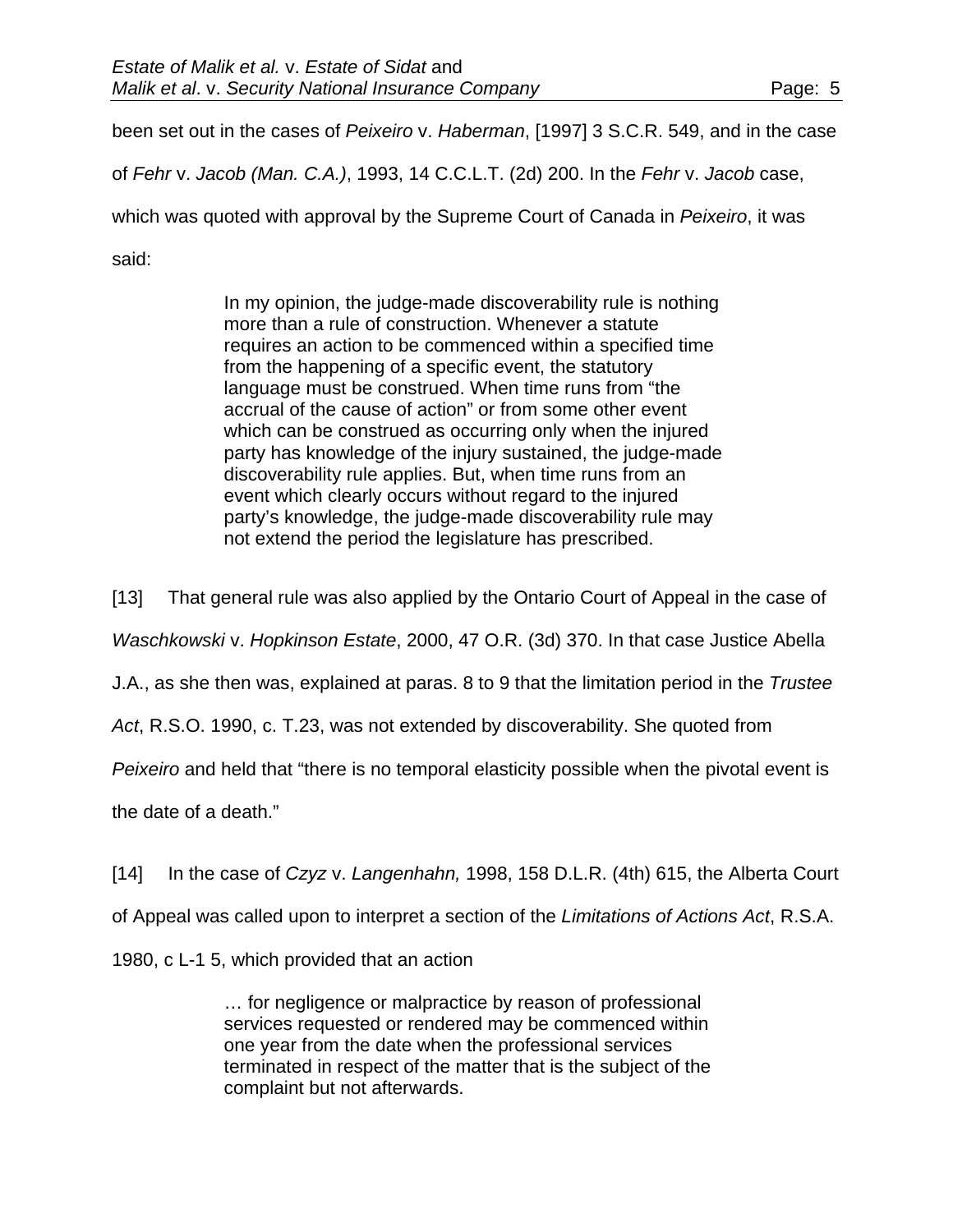been set out in the cases of *Peixeiro* v. *Haberman*, [1997] 3 S.C.R. 549, and in the case of *Fehr* v. *Jacob (Man. C.A.)*, 1993, 14 C.C.L.T. (2d) 200. In the *Fehr* v. *Jacob* case, which was quoted with approval by the Supreme Court of Canada in *Peixeiro*, it was said:

> In my opinion, the judge-made discoverability rule is nothing more than a rule of construction. Whenever a statute requires an action to be commenced within a specified time from the happening of a specific event, the statutory language must be construed. When time runs from "the accrual of the cause of action" or from some other event which can be construed as occurring only when the injured party has knowledge of the injury sustained, the judge-made discoverability rule applies. But, when time runs from an event which clearly occurs without regard to the injured party's knowledge, the judge-made discoverability rule may not extend the period the legislature has prescribed.

[13] That general rule was also applied by the Ontario Court of Appeal in the case of *Waschkowski* v. *Hopkinson Estate*, 2000, 47 O.R. (3d) 370. In that case Justice Abella J.A., as she then was, explained at paras. 8 to 9 that the limitation period in the *Trustee Act*, R.S.O. 1990, c. T.23, was not extended by discoverability. She quoted from *Peixeiro* and held that "there is no temporal elasticity possible when the pivotal event is the date of a death."

[14] In the case of *Czyz* v. *Langenhahn,* 1998, 158 D.L.R. (4th) 615, the Alberta Court of Appeal was called upon to interpret a section of the *Limitations of Actions Act*, R.S.A. 1980, c L-1 5, which provided that an action

> … for negligence or malpractice by reason of professional services requested or rendered may be commenced within one year from the date when the professional services terminated in respect of the matter that is the subject of the complaint but not afterwards.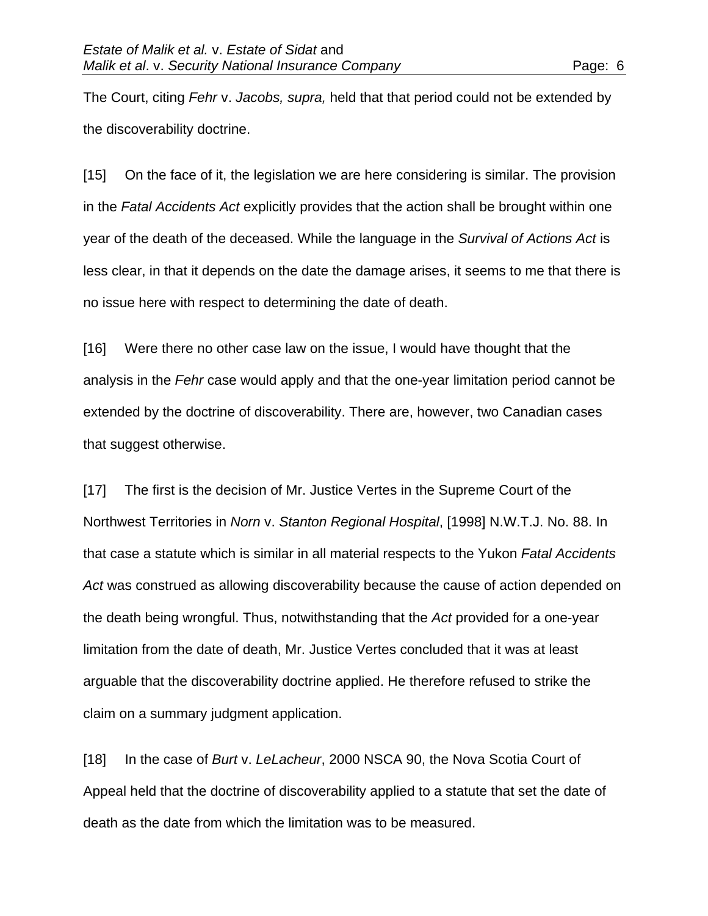The Court, citing *Fehr* v. *Jacobs, supra,* held that that period could not be extended by the discoverability doctrine.

[15] On the face of it, the legislation we are here considering is similar. The provision in the *Fatal Accidents Act* explicitly provides that the action shall be brought within one year of the death of the deceased. While the language in the *Survival of Actions Act* is less clear, in that it depends on the date the damage arises, it seems to me that there is no issue here with respect to determining the date of death.

[16] Were there no other case law on the issue, I would have thought that the analysis in the *Fehr* case would apply and that the one-year limitation period cannot be extended by the doctrine of discoverability. There are, however, two Canadian cases that suggest otherwise.

[17] The first is the decision of Mr. Justice Vertes in the Supreme Court of the Northwest Territories in *Norn* v. *Stanton Regional Hospital*, [1998] N.W.T.J. No. 88. In that case a statute which is similar in all material respects to the Yukon *Fatal Accidents Act* was construed as allowing discoverability because the cause of action depended on the death being wrongful. Thus, notwithstanding that the *Act* provided for a one-year limitation from the date of death, Mr. Justice Vertes concluded that it was at least arguable that the discoverability doctrine applied. He therefore refused to strike the claim on a summary judgment application.

[18] In the case of *Burt* v. *LeLacheur*, 2000 NSCA 90, the Nova Scotia Court of Appeal held that the doctrine of discoverability applied to a statute that set the date of death as the date from which the limitation was to be measured.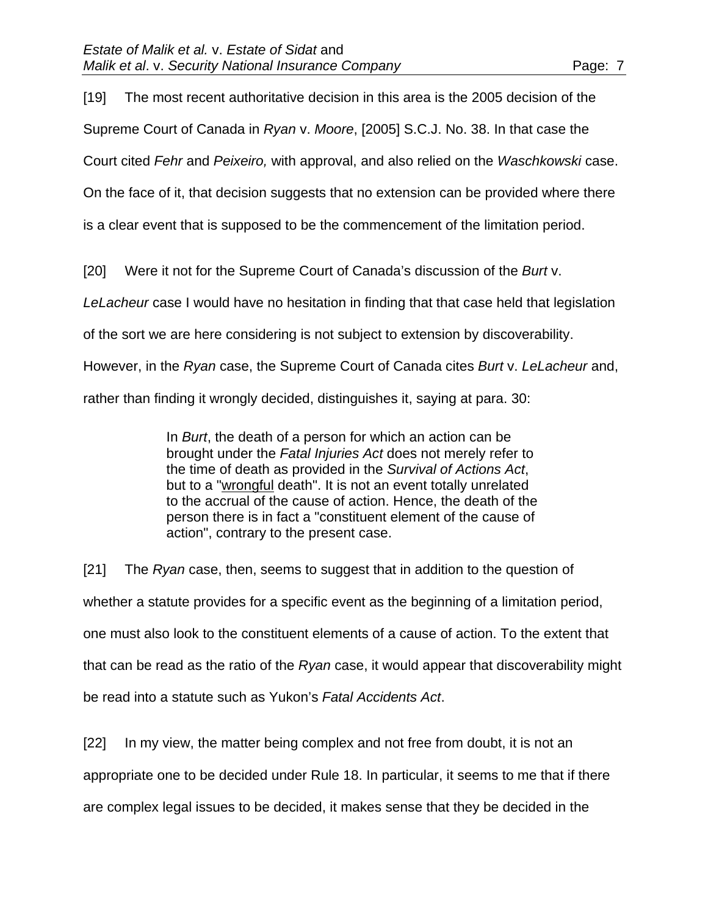[19] The most recent authoritative decision in this area is the 2005 decision of the Supreme Court of Canada in *Ryan* v. *Moore*, [2005] S.C.J. No. 38. In that case the Court cited *Fehr* and *Peixeiro,* with approval, and also relied on the *Waschkowski* case. On the face of it, that decision suggests that no extension can be provided where there is a clear event that is supposed to be the commencement of the limitation period.

[20] Were it not for the Supreme Court of Canada's discussion of the *Burt* v. *LeLacheur* case I would have no hesitation in finding that that case held that legislation of the sort we are here considering is not subject to extension by discoverability. However, in the *Ryan* case, the Supreme Court of Canada cites *Burt* v. *LeLacheur* and, rather than finding it wrongly decided, distinguishes it, saying at para. 30:

> In *Burt*, the death of a person for which an action can be brought under the *Fatal Injuries Act* does not merely refer to the time of death as provided in the *Survival of Actions Act*, but to a "<u>wrongful</u> death". It is not an event totally unrelated to the accrual of the cause of action. Hence, the death of the person there is in fact a "constituent element of the cause of action", contrary to the present case.

[21] The *Ryan* case, then, seems to suggest that in addition to the question of whether a statute provides for a specific event as the beginning of a limitation period, one must also look to the constituent elements of a cause of action. To the extent that that can be read as the ratio of the *Ryan* case, it would appear that discoverability might be read into a statute such as Yukon's *Fatal Accidents Act*.

[22] In my view, the matter being complex and not free from doubt, it is not an appropriate one to be decided under Rule 18. In particular, it seems to me that if there are complex legal issues to be decided, it makes sense that they be decided in the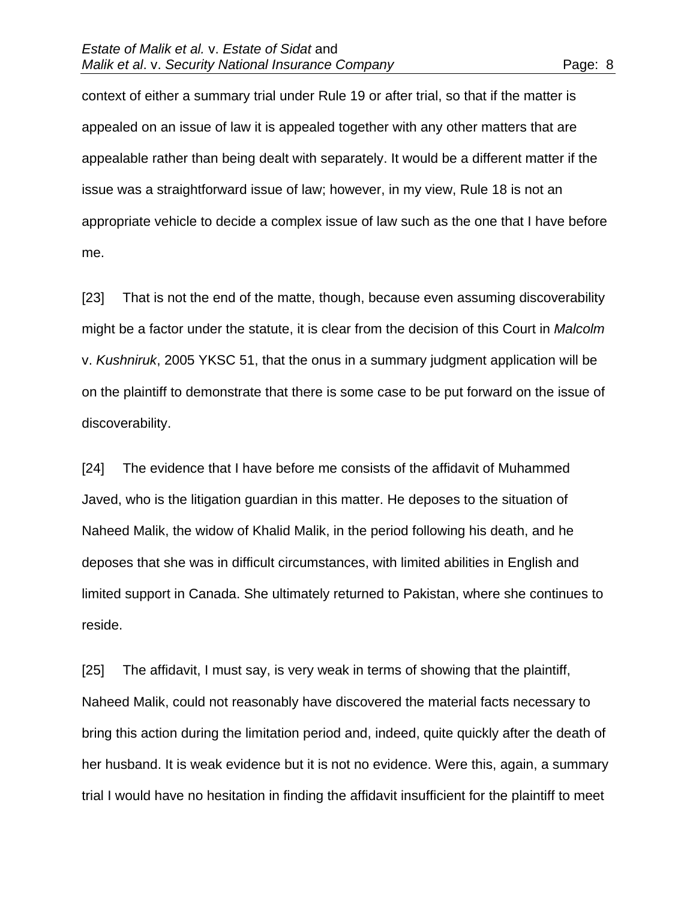context of either a summary trial under Rule 19 or after trial, so that if the matter is appealed on an issue of law it is appealed together with any other matters that are appealable rather than being dealt with separately. It would be a different matter if the issue was a straightforward issue of law; however, in my view, Rule 18 is not an appropriate vehicle to decide a complex issue of law such as the one that I have before me.

[23] That is not the end of the matte, though, because even assuming discoverability might be a factor under the statute, it is clear from the decision of this Court in *Malcolm* v. *Kushniruk*, 2005 YKSC 51, that the onus in a summary judgment application will be on the plaintiff to demonstrate that there is some case to be put forward on the issue of discoverability.

[24] The evidence that I have before me consists of the affidavit of Muhammed Javed, who is the litigation guardian in this matter. He deposes to the situation of Naheed Malik, the widow of Khalid Malik, in the period following his death, and he deposes that she was in difficult circumstances, with limited abilities in English and limited support in Canada. She ultimately returned to Pakistan, where she continues to reside.

[25] The affidavit, I must say, is very weak in terms of showing that the plaintiff, Naheed Malik, could not reasonably have discovered the material facts necessary to bring this action during the limitation period and, indeed, quite quickly after the death of her husband. It is weak evidence but it is not no evidence. Were this, again, a summary trial I would have no hesitation in finding the affidavit insufficient for the plaintiff to meet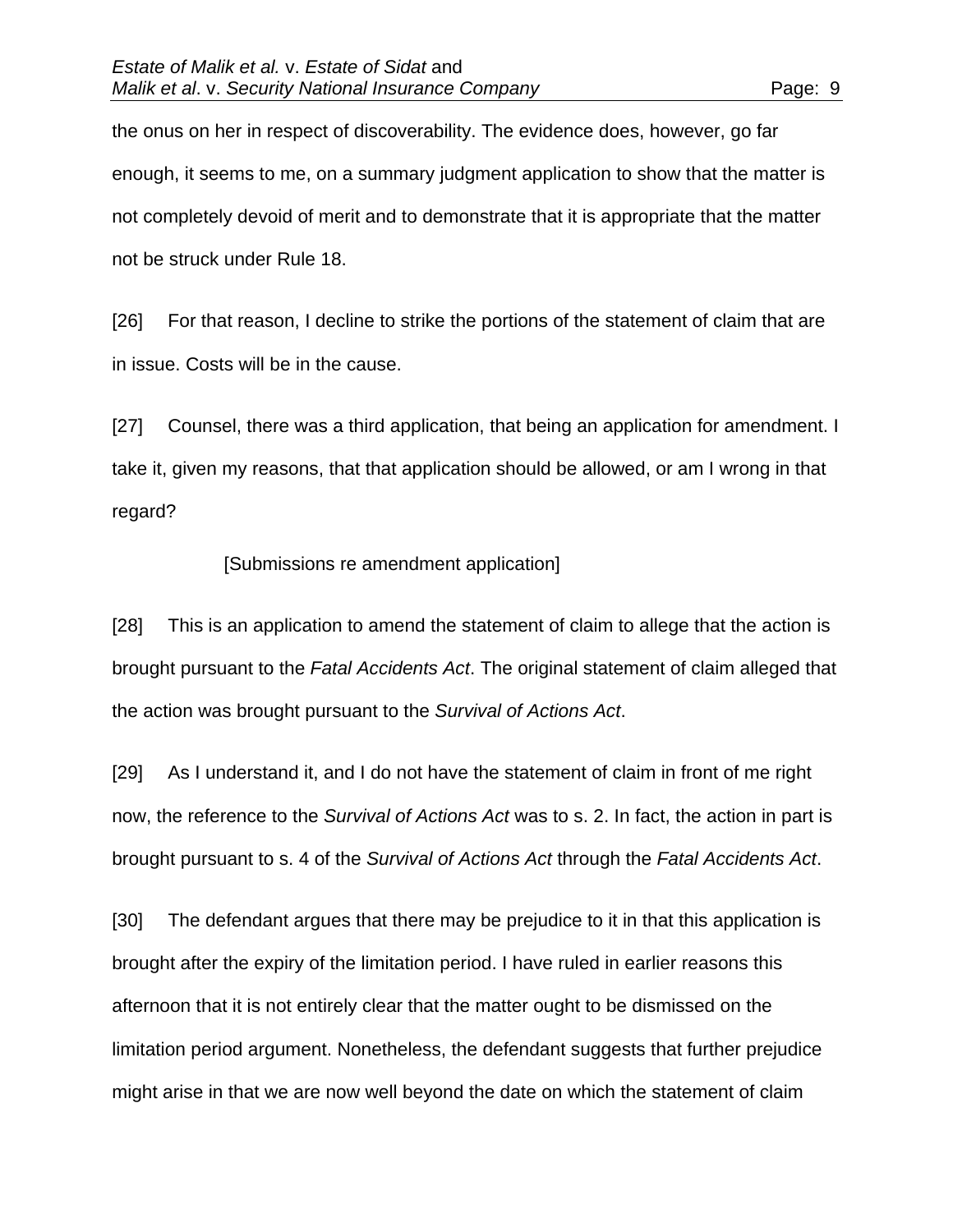the onus on her in respect of discoverability. The evidence does, however, go far enough, it seems to me, on a summary judgment application to show that the matter is not completely devoid of merit and to demonstrate that it is appropriate that the matter not be struck under Rule 18.

[26] For that reason, I decline to strike the portions of the statement of claim that are in issue. Costs will be in the cause.

[27] Counsel, there was a third application, that being an application for amendment. I take it, given my reasons, that that application should be allowed, or am I wrong in that regard?

[Submissions re amendment application]

[28] This is an application to amend the statement of claim to allege that the action is brought pursuant to the *Fatal Accidents Act*. The original statement of claim alleged that the action was brought pursuant to the *Survival of Actions Act*.

[29] As I understand it, and I do not have the statement of claim in front of me right now, the reference to the *Survival of Actions Act* was to s. 2. In fact, the action in part is brought pursuant to s. 4 of the *Survival of Actions Act* through the *Fatal Accidents Act*.

[30] The defendant argues that there may be prejudice to it in that this application is brought after the expiry of the limitation period. I have ruled in earlier reasons this afternoon that it is not entirely clear that the matter ought to be dismissed on the limitation period argument. Nonetheless, the defendant suggests that further prejudice might arise in that we are now well beyond the date on which the statement of claim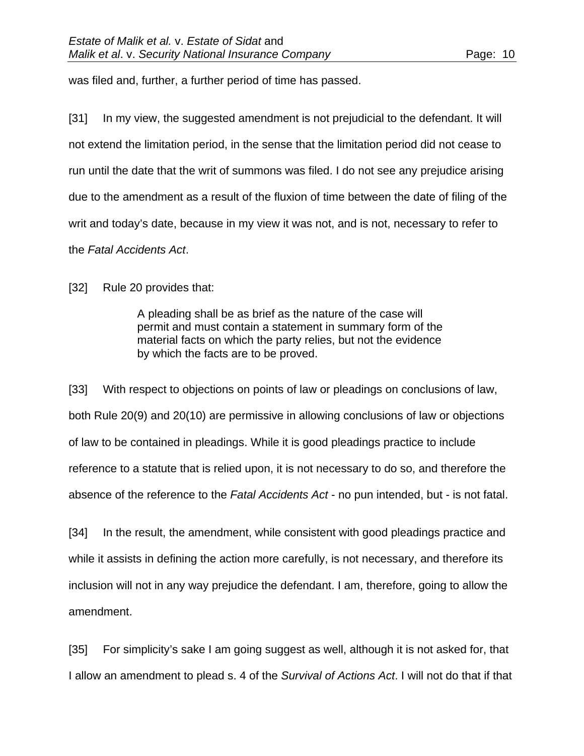was filed and, further, a further period of time has passed.

[31] In my view, the suggested amendment is not prejudicial to the defendant. It will not extend the limitation period, in the sense that the limitation period did not cease to run until the date that the writ of summons was filed. I do not see any prejudice arising due to the amendment as a result of the fluxion of time between the date of filing of the writ and today's date, because in my view it was not, and is not, necessary to refer to the *Fatal Accidents Act*.

[32] Rule 20 provides that:

> A pleading shall be as brief as the nature of the case will permit and must contain a statement in summary form of the material facts on which the party relies, but not the evidence by which the facts are to be proved.

[33] With respect to objections on points of law or pleadings on conclusions of law, both Rule 20(9) and 20(10) are permissive in allowing conclusions of law or objections of law to be contained in pleadings. While it is good pleadings practice to include reference to a statute that is relied upon, it is not necessary to do so, and therefore the absence of the reference to the *Fatal Accidents Act* - no pun intended, but - is not fatal.

[34] In the result, the amendment, while consistent with good pleadings practice and while it assists in defining the action more carefully, is not necessary, and therefore its inclusion will not in any way prejudice the defendant. I am, therefore, going to allow the amendment.

[35] For simplicity's sake I am going suggest as well, although it is not asked for, that I allow an amendment to plead s. 4 of the *Survival of Actions Act*. I will not do that if that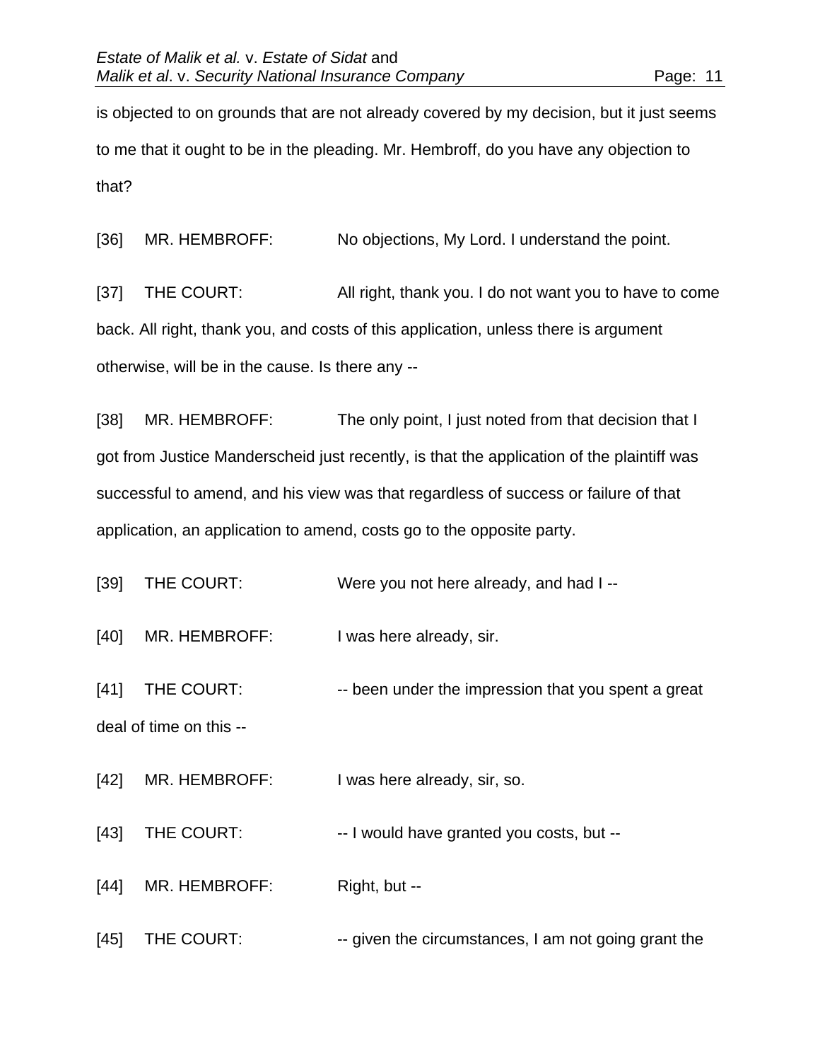is objected to on grounds that are not already covered by my decision, but it just seems to me that it ought to be in the pleading. Mr. Hembroff, do you have any objection to that?

[36] MR. HEMBROFF: No objections, My Lord. I understand the point.

[37] THE COURT: All right, thank you. I do not want you to have to come back. All right, thank you, and costs of this application, unless there is argument otherwise, will be in the cause. Is there any --

[38] MR. HEMBROFF: The only point, I just noted from that decision that I got from Justice Manderscheid just recently, is that the application of the plaintiff was successful to amend, and his view was that regardless of success or failure of that application, an application to amend, costs go to the opposite party.

[39] THE COURT: Were you not here already, and had I --

[40] MR. HEMBROFF: I was here already, sir.

[41] THE COURT: -- been under the impression that you spent a great deal of time on this --

[42] MR. HEMBROFF: I was here already, sir, so.

[43] THE COURT: -- I would have granted you costs, but --

[44] MR. HEMBROFF: Right, but --

[45] THE COURT: -- given the circumstances, I am not going grant the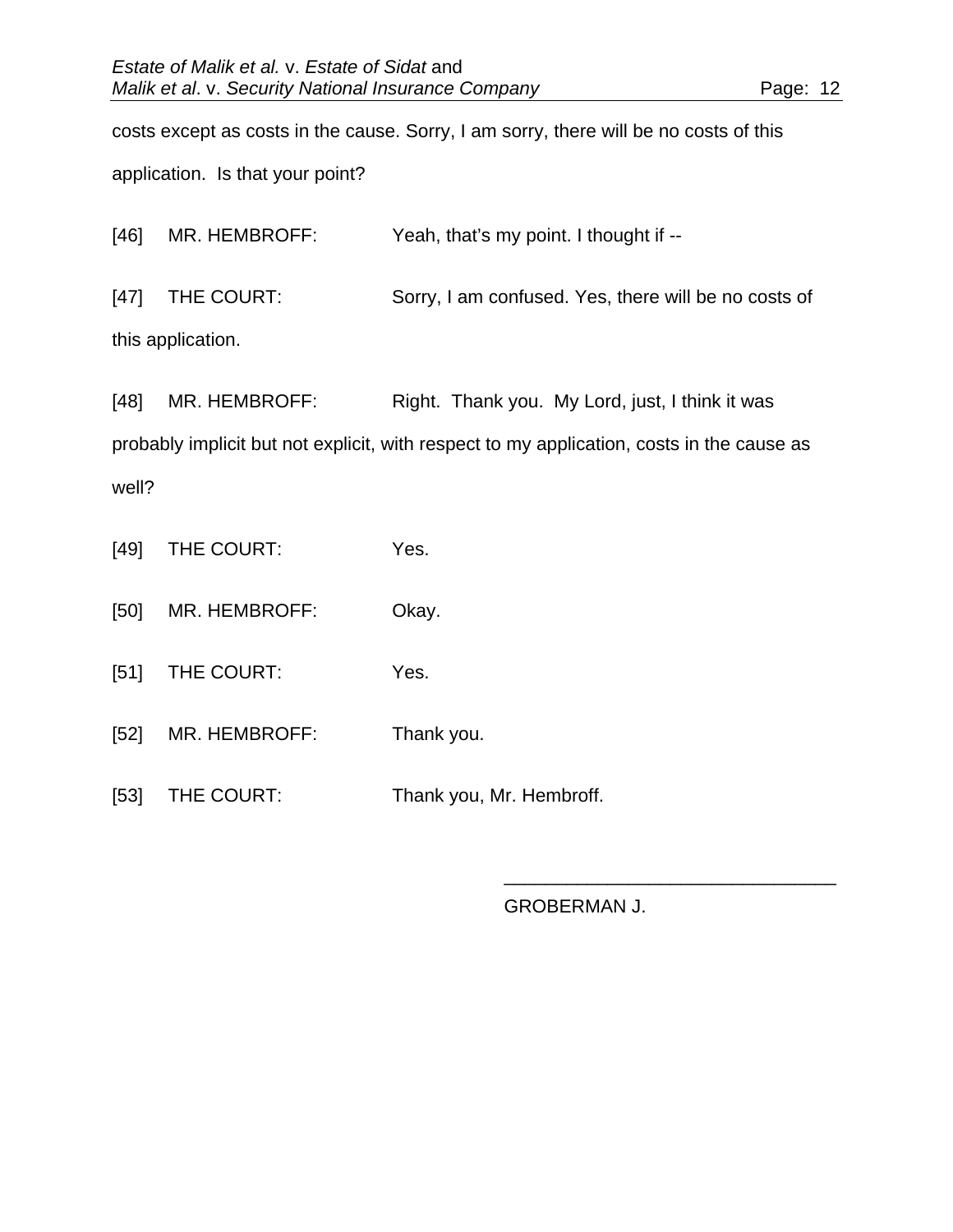costs except as costs in the cause. Sorry, I am sorry, there will be no costs of this application. Is that your point?

[46] MR. HEMBROFF: Yeah, that's my point. I thought if --

[47] THE COURT: Sorry, I am confused. Yes, there will be no costs of this application.

[48] MR. HEMBROFF: Right. Thank you. My Lord, just, I think it was probably implicit but not explicit, with respect to my application, costs in the cause as well?

[49] THE COURT: Yes.

[50] MR. HEMBROFF: Okay.

[51] THE COURT: Yes.

[52] MR. HEMBROFF: Thank you.

[53] THE COURT: Thank you, Mr. Hembroff.

\_\_\_\_\_\_\_\_\_\_\_\_\_\_\_\_\_\_\_\_\_\_\_\_\_\_\_\_\_\_\_\_

GROBERMAN J.